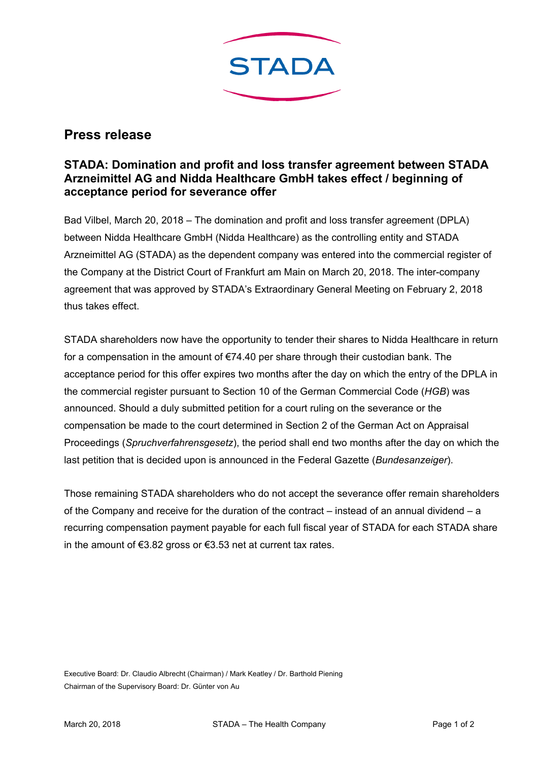STADA

# Press release

## STADA: Domination and profit and loss transfer agreement between STADA Arzneimittel AG and Nidda Healthcare GmbH takes effect / beginning of acceptance period for severance offer

Bad Vilbel, March 20, 2018 – The domination and profit and loss transfer agreement (DPLA) between Nidda Healthcare GmbH (Nidda Healthcare) as the controlling entity and STADA Arzneimittel AG (STADA) as the dependent company was entered into the commercial register of the Company at the District Court of Frankfurt am Main on March 20, 2018. The inter-company agreement that was approved by STADA's Extraordinary General Meeting on February 2, 2018 thus takes effect.

STADA shareholders now have the opportunity to tender their shares to Nidda Healthcare in return for a compensation in the amount of €74.40 per share through their custodian bank. The acceptance period for this offer expires two months after the day on which the entry of the DPLA in the commercial register pursuant to Section 10 of the German Commercial Code (*HGB*) was announced. Should a duly submitted petition for a court ruling on the severance or the compensation be made to the court determined in Section 2 of the German Act on Appraisal Proceedings (*Spruchverfahrensgesetz*), the period shall end two months after the day on which the last petition that is decided upon is announced in the Federal Gazette (*Bundesanzeiger*).

Those remaining STADA shareholders who do not accept the severance offer remain shareholders of the Company and receive for the duration of the contract – instead of an annual dividend – a recurring compensation payment payable for each full fiscal year of STADA for each STADA share in the amount of €3.82 gross or €3.53 net at current tax rates.

Executive Board: Dr. Claudio Albrecht (Chairman) / Mark Keatley / Dr. Barthold Piening
Chairman of the Supervisory Board: Dr. Günter von Au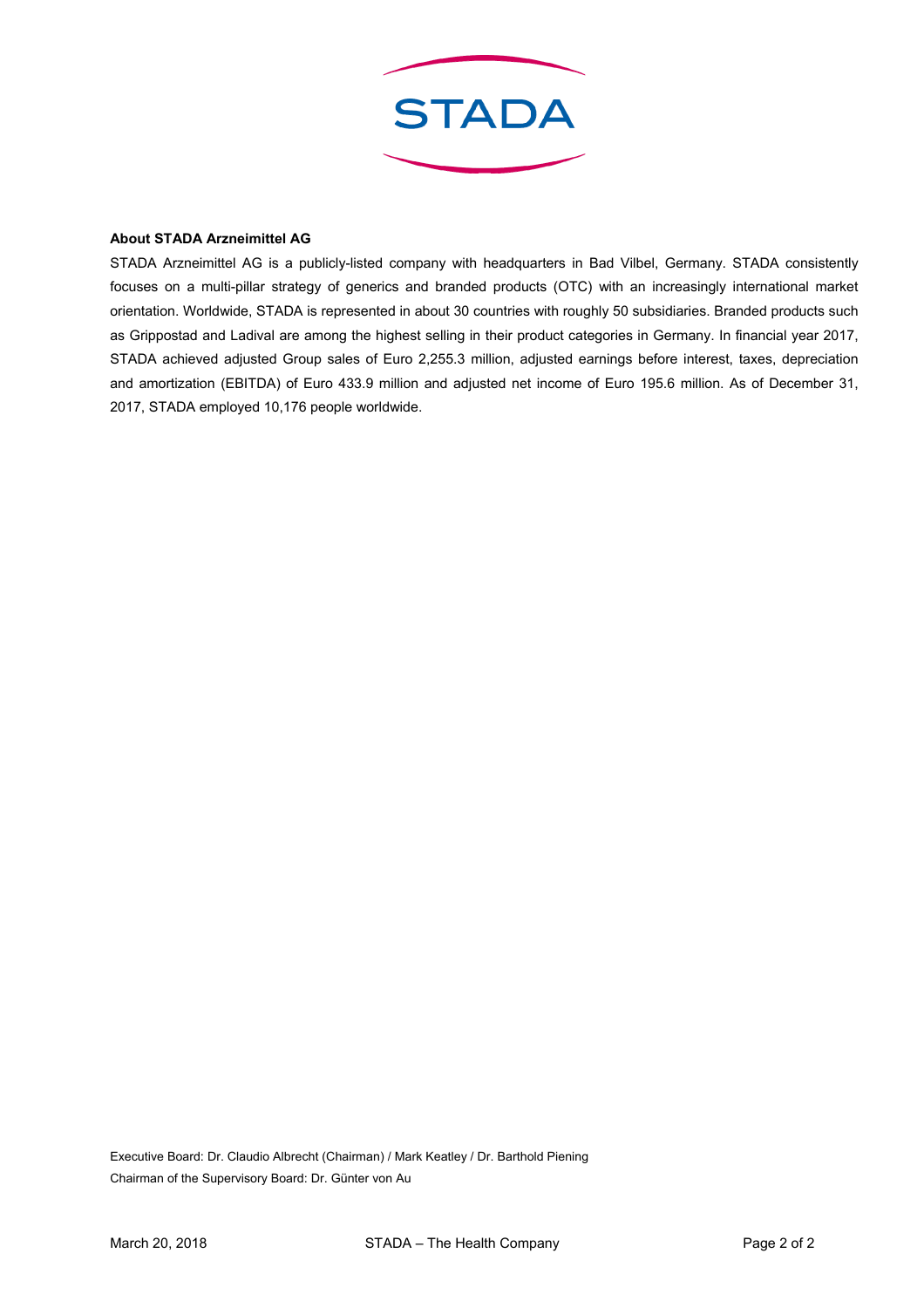**About STADA Arzneimittel AG**

STADA Arzneimittel AG is a publicly-listed company with headquarters in Bad Vilbel, Germany. STADA consistently focuses on a multi-pillar strategy of generics and branded products (OTC) with an increasingly international market orientation. Worldwide, STADA is represented in about 30 countries with roughly 50 subsidiaries. Branded products such as Grippostad and Ladival are among the highest selling in their product categories in Germany. In financial year 2017, STADA achieved adjusted Group sales of Euro 2,255.3 million, adjusted earnings before interest, taxes, depreciation and amortization (EBITDA) of Euro 433.9 million and adjusted net income of Euro 195.6 million. As of December 31, 2017, STADA employed 10,176 people worldwide.

Executive Board: Dr. Claudio Albrecht (Chairman) / Mark Keatley / Dr. Barthold Piening

Chairman of the Supervisory Board: Dr. Günter von Au